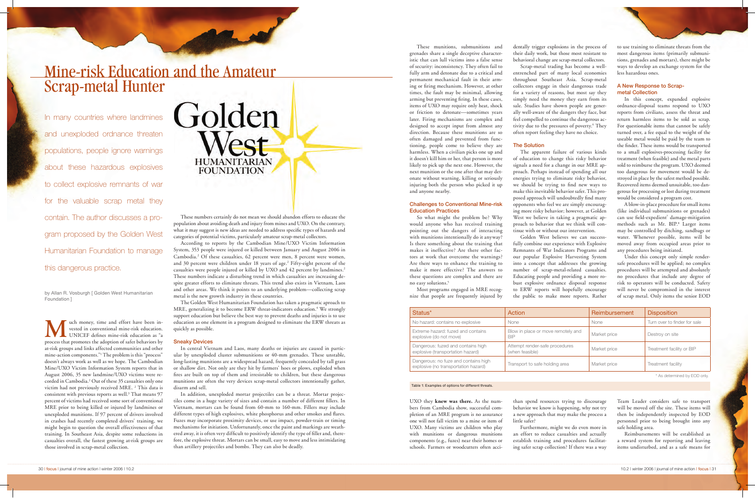# Mine-risk Education and the Amateur Scrap-metal Hunter

In many countries where landmines and unexploded ordnance threaten populations, people ignore warnings about these hazardous explosives to collect explosive remnants of war for the valuable scrap metal they contain. The author discusses a program proposed by the Golden West Humanitarian Foundation to manage this dangerous practice.

by Allan R. Vosburgh [ Golden West Humanitarian Foundation ]

Much money, time and effort have been invested in conventional mine-risk education. UNICEF defines mine-risk education as "a process that promotes the adoption of safer behaviors by at-risk groups and links affected communities and other mine-action components."[1] The problem is this "process" doesn't always work as well as we hope. The Cambodian Mine/UXO Victim Information System reports that in August 2006, 35 new landmine/UXO victims were recorded in Cambodia.[2] Out of these 35 casualties only one victim had not previously received MRE. [2] This data is consistent with previous reports as well.[3] That means 97 percent of victims had received some sort of conventional MRE prior to being killed or injured by landmines or unexploded munitions. If 97 percent of drivers involved in crashes had recently completed drivers' training, we might begin to question the overall effectiveness of that training. In Southeast Asia, despite some reductions in casualties overall, the fastest growing at-risk groups are those involved in scrap-metal collection.

These numbers certainly do not mean we should abandon efforts to educate the population about avoiding death and injury from mines and UXO. On the contrary, what it may suggest is new ideas are needed to address specific types of hazards and categories of potential victims, particularly amateur scrap-metal collectors.

According to reports by the Cambodian Mine/UXO Victim Information System, 353 people were injured or killed between January and August 2006 in Cambodia.[2] Of these casualties, 62 percent were men, 8 percent were women, and 30 percent were children under 18 years of age.[2] Fifty-eight percent of the casualties were people injured or killed by UXO and 42 percent by landmines.[2] These numbers indicate a disturbing trend in which casualties are increasing despite greater efforts to eliminate threats. This trend also exists in Vietnam, Laos and other areas. We think it points to an underlying problem—collecting scrap metal is the new growth industry in these countries.

The Golden West Humanitarian Foundation has taken a pragmatic aproach to MRE, generalizing it to become ERW threat-indicators education.[4] We strongly support education but believe the best way to prevent deaths and injuries is to use education as one element in a program designed to eliminate the ERW threats as quickly as possible.

## Sneaky Devices

In central Vietnam and Laos, many deaths or injuries are caused in particular by unexploded cluster submunitions or 40-mm grenades. These unstable, long-lasting munitions are a widespread hazard, frequently concealed by tall grass or shallow dirt. Not only are they hit by farmers' hoes or plows, exploded when fires are built on top of them and irresistable to children, but these dangerous munitions are often the very devices scrap-metal collectors intentionally gather, disarm and sell.

In addition, unexploded mortar projectiles can be a threat. Mortar projectiles come in a huge variety of sizes and contain a number of different fillers. In Vietnam, mortars can be found from 60-mm to 160-mm. Fillers may include different types of high explosives, white phosphorus and other smokes and flares. Fuzes may incorporate proximity devices, or use impact, powder-train or timing mechanisms for initiation. Unfortunately, once the paint and markings are weathered away, it is often very difficult to positively identify the type of filler and, therefore, the explosive threat. Mortars can be small, easy to move and less intimidating than artillery projectiles and bombs. They can also be deadly.

These munitions, submunitions and grenades share a single deceptive characteristic that can lull victims into a false sense of security: inconsistency. They often fail to fully arm and detonate due to a critical and permanent mechanical fault in their arming or firing mechanism. However, at other times, the fault may be minimal, allowing arming but preventing firing. In these cases, items of UXO may require only heat, shock or friction to detonate—sometimes years later. Firing mechanisms are complex and designed to accept input from almost any direction. Because these munitions are so often damaged and prevented from functioning, people come to believe they are harmless. When a civilian picks one up and it doesn't kill him or her, that person is more likely to pick up the next one. However, the next munition or the one after that may detonate without warning, killing or seriously injuring both the person who picked it up and anyone nearby.

## Challenges to Conventional Mine-risk Education Practices

So what might the problem be? Why would anyone who has received training pointing out the dangers of interacting with munitions intentionally do it anyway? Is there something about the training that makes it ineffective? Are there other factors at work that overcome the warnings? Are there ways to enhance the training to make it more effective? The answers to these questions are complex and there are no easy solutions.[5]

Most programs engaged in MRE recognize that people are frequently injured by UXO they **knew was there.** As the numbers from Cambodia show, successful completion of an MRE program is no assurance one will not fall victim to a mine or item of UXO. Many victims are children who play with munitions or dangerous munitions components (e.g., fuzes) near their homes or schools. Farmers or woodcutters often accidentally trigger explosions in the process of their daily work, but those most resistant to behavioral change are scrap-metal collectors.

Scrap-metal trading has become a well-entrenched part of many local economies throughout Southeast Asia. Scrap-metal collectors engage in their dangerous trade for a variety of reasons, but most say they simply need the money they earn from its sale. Studies have shown people are generally well-aware of the dangers they face, but feel compelled to continue the dangerous activity due to the pressures of poverty.[6] They often report feeling they have no choice.

## The Solution

The apparent failure of various kinds of education to change this risky behavior signals a need for a change in our MRE approach. Perhaps instead of spending all our energies trying to eliminate risky behavior, we should be trying to find new ways to make this inevitable behavior safer. This proposed approach will undoubtedly find many opponents who feel we are simply encouraging more risky behavior; however, at Golden West we believe in taking a pragmatic approach to behavior that we think will continue with or without our intervention.

Golden West believes we can successfully combine our experience with Explosive Remnants of War Indicators Programs and our popular Explosive Harvesting System into a concept that addresses the growing number of scrap-metal-related casualties. Educating people and providing a more robust explosive ordnance disposal response to ERW reports will hopefully encourage the public to make more reports. Rather than spend resources trying to discourage behavior we know is happening, why not try a new approach that may make the process a little safer?

Furthermore, might we do even more in an effort to reduce casualties and actually establish training and procedures facilitating safer scrap collection? If there was a way to use training to eliminate threats from the most dangerous items (primarily submunitions, grenades and mortars), there might be ways to develop an exchange system for the less hazardous ones.

## A New Response to Scrap-metal Collection

In this concept, expanded explosive ordnance-disposal teams respond to UXO reports from civilians, assess the threat and return harmless items to be sold as scrap. For questionable items that cannot be safely turned over, a fee equal to the weight of the useable metal would be paid by the team to the finder. These items would be transported to a small explosives-processing facility for treatment (when feasible) and the metal parts sold to reimburse the program. UXO deemed too dangerous for movement would be destroyed in place by the safest method possible. Recovered items deemed unsuitable, too dangerous for processing or lost during treatment would be considered a program cost.

A blow-in-place procedure for small items (like individual submunitions or grenades) can use field-expedient[7] damage-mitigation methods such as Mr. BIP.[8] Larger items may be controlled by ditching, sandbags or water. Whenever possible, items will be moved away from occupied areas prior to any procedures being initiated.

Under this concept only simple render-safe procedures will be applied; no complex procedures will be attempted and absolutely no procedures that include any degree of risk to operators will be conducted. Safety will never be compromised in the interest of scrap metal. Only items the senior EOD Team Leader considers safe to transport will be moved off the site. These items will then be independently inspected by EOD personnel prior to being brought into any safe holding area.

Reimbursements will be established as a reward system for reporting and leaving items undisturbed, and as a safe means for

| Status* | Action | Reimbursement | Disposition |
|---|---|---|---|
| No hazard: contains no explosive | None | None | Turn over to finder for sale |
| Extreme hazard: fuzed and contains explosive (do not move) | Blow in place or move remotely and BIP | Market price | Destroy on site |
| Dangerous: fuzed and contains high explosive (transportation hazard) | Attempt render-safe procedures (when feasible) | Market price | Treatment facility or BIP |
| Dangerous: no fuze and contains high explosive (no transportation hazard) | Transport to safe holding area | Market price | Treatment facility |

\* As determined by EOD only.

Table 1: Examples of options for different threats.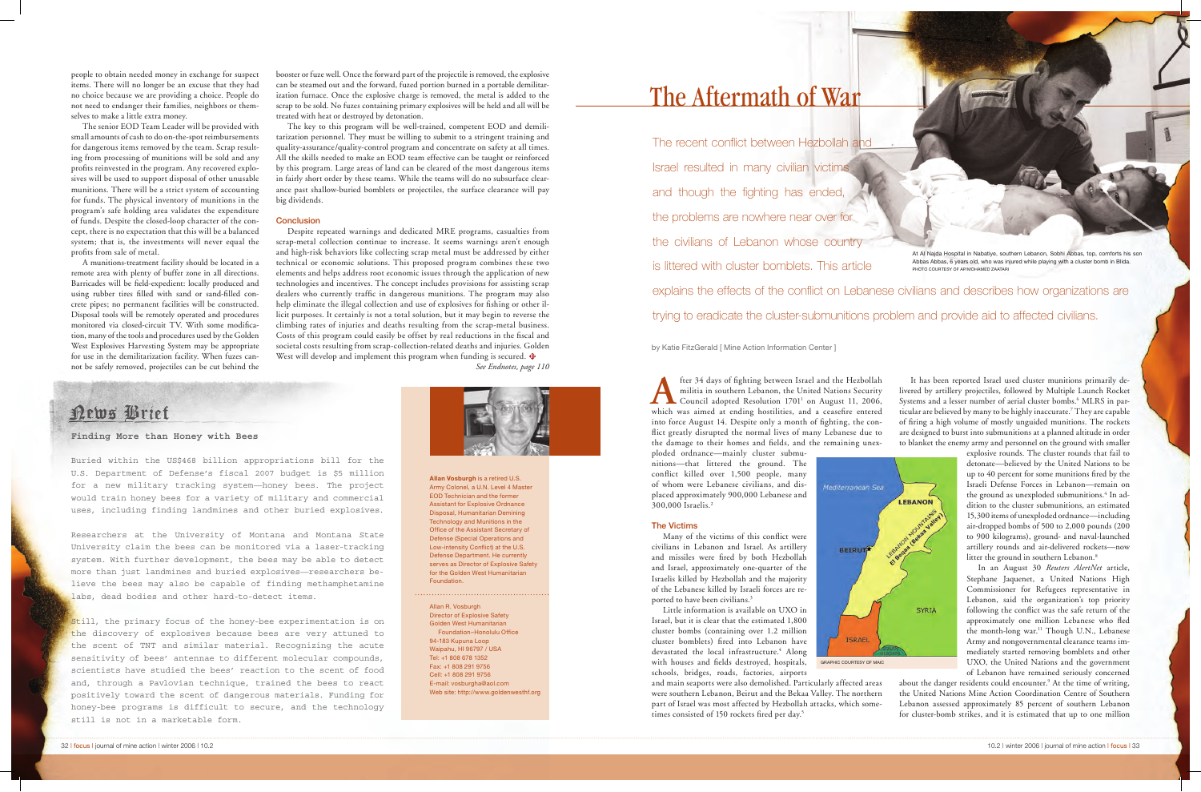people to obtain needed money in exchange for suspect items. There will no longer be an excuse that they had no choice because we are providing a choice. People do not need to endanger their families, neighbors or themselves to make a little extra money.

The senior EOD Team Leader will be provided with small amounts of cash to do on-the-spot reimbursements for dangerous items removed by the team. Scrap resulting from processing of munitions will be sold and any profits reinvested in the program. Any recovered explosives will be used to support disposal of other unusable munitions. There will be a strict system of accounting for funds. The physical inventory of munitions in the program's safe holding area validates the expenditure of funds. Despite the closed-loop character of the concept, there is no expectation that this will be a balanced system; that is, the investments will never equal the profits from sale of metal.

A munitions-treatment facility should be located in a remote area with plenty of buffer zone in all directions. Barricades will be field-expedient: locally produced and using rubber tires filled with sand or sand-filled concrete pipes; no permanent facilities will be constructed. Disposal tools will be remotely operated and procedures monitored via closed-circuit TV. With some modification, many of the tools and procedures used by the Golden West Explosives Harvesting System may be appropriate for use in the demilitarization facility. When fuzes cannot be safely removed, projectiles can be cut behind the booster or fuze well. Once the forward part of the projectile is removed, the explosive can be steamed out and the forward, fuzed portion burned in a portable demilitarization furnace. Once the explosive charge is removed, the metal is added to the scrap to be sold. No fuzes containing primary explosives will be held and all will be treated with heat or destroyed by detonation.

The key to this program will be well-trained, competent EOD and demilitarization personnel. They must be willing to submit to a stringent training and quality-assurance/quality-control program and concentrate on safety at all times. All the skills needed to make an EOD team effective can be taught or reinforced by this program. Large areas of land can be cleared of the most dangerous items in fairly short order by these teams. While the teams will do no subsurface clearance past shallow-buried bomblets or projectiles, the surface clearance will pay big dividends.

### Conclusion

Despite repeated warnings and dedicated MRE programs, casualties from scrap-metal collection continue to increase. It seems warnings aren't enough and high-risk behaviors like collecting scrap metal must be addressed by either technical or economic solutions. This proposed program combines these two elements and helps address root economic issues through the application of new technologies and incentives. The concept includes provisions for assisting scrap dealers who currently traffic in dangerous munitions. The program may also help eliminate the illegal collection and use of explosives for fishing or other illicit purposes. It certainly is not a total solution, but it may begin to reverse the climbing rates of injuries and deaths resulting from the scrap-metal business. Costs of this program could easily be offset by real reductions in the fiscal and societal costs resulting from scrap-collection-related deaths and injuries. Golden West will develop and implement this program when funding is secured.

*See Endnotes, page 110*

**Allan Vosburgh** is a retired U.S. Army Colonel, a U.N. Level 4 Master EOD Technician and the former Assistant for Explosive Ordnance Disposal, Humanitarian Demining Technology and Munitions in the Office of the Assistant Secretary of Defense (Special Operations and Low-intensity Conflict) at the U.S. Defense Department. He currently serves as Director of Explosive Safety for the Golden West Humanitarian Foundation.

Allan R. Vosburgh
Director of Explosive Safety
Golden West Humanitarian Foundation–Honolulu Office
94-183 Kupuna Loop
Waipahu, HI 96797 / USA
Tel: +1 808 678 1352
Fax: +1 808 291 9756
Cell: +1 808 291 9756
E-mail: vosburgha@aol.com
Web site: http://www.goldenwesthf.org

## News Brief

### Finding More than Honey with Bees

Buried within the US$468 billion appropriations bill for the U.S. Department of Defense's fiscal 2007 budget is $5 million for a new military tracking system—honey bees. The project would train honey bees for a variety of military and commercial uses, including finding landmines and other buried explosives.

Researchers at the University of Montana and Montana State University claim the bees can be monitored via a laser-tracking system. With further development, the bees may be able to detect more than just landmines and buried explosives—researchers believe the bees may also be capable of finding methamphetamine labs, dead bodies and other hard-to-detect items.

Still, the primary focus of the honey-bee experimentation is on the discovery of explosives because bees are very attuned to the scent of TNT and similar material. Recognizing the acute sensitivity of bees' antennae to different molecular compounds, scientists have studied the bees' reaction to the scent of food and, through a Pavlovian technique, trained the bees to react positively toward the scent of dangerous materials. Funding for honey-bee programs is difficult to secure, and the technology still is not in a marketable form.

# The Aftermath of War

The recent conflict between Hezbollah and Israel resulted in many civilian victims and though the fighting has ended, the problems are nowhere near over for the civilians of Lebanon whose country is littered with cluster bomblets. This article explains the effects of the conflict on Lebanese civilians and describes how organizations are trying to eradicate the cluster-submunitions problem and provide aid to affected civilians.

At Al Najda Hospital in Nabatiye, southern Lebanon, Sobhi Abbas, top, comforts his son Abbas Abbas, 6 years old, who was injured while playing with a cluster bomb in Blida.
PHOTO COURTESY OF AP/MOHAMED ZAATARI

by Katie FitzGerald [ Mine Action Information Center ]

After 34 days of fighting between Israel and the Hezbollah militia in southern Lebanon, the United Nations Security Council adopted Resolution 1701[1] on August 11, 2006, which was aimed at ending hostilities, and a ceasefire entered into force August 14. Despite only a month of fighting, the conflict greatly disrupted the normal lives of many Lebanese due to the damage to their homes and fields, and the remaining unexploded ordnance—mainly cluster submunitions—that littered the ground. The conflict killed over 1,500 people, many of whom were Lebanese civilians, and displaced approximately 900,000 Lebanese and 300,000 Israelis.[2]

### The Victims

Many of the victims of this conflict were civilians in Lebanon and Israel. As artillery and missiles were fired by both Hezbollah and Israel, approximately one-quarter of the Israelis killed by Hezbollah and the majority of the Lebanese killed by Israeli forces are reported to have been civilians.[3]

Little information is available on UXO in Israel, but it is clear that the estimated 1,800 cluster bombs (containing over 1.2 million cluster bomblets) fired into Lebanon have devastated the local infrastructure.[4] Along with houses and fields destroyed, hospitals, schools, bridges, roads, factories, airports and main seaports were also demolished. Particularly affected areas were southern Lebanon, Beirut and the Bekaa Valley. The northern part of Israel was most affected by Hezbollah attacks, which sometimes consisted of 150 rockets fired per day.[5]

Mediterranean Sea
LEBANON
BEIRUT
LEBANON MOUNTAINS
El Beqaa (Bekaa Valley)
SYRIA
ISRAEL
GOLAN HEIGHTS

GRAPHIC COURTESY OF MAIC

It has been reported Israel used cluster munitions primarily delivered by artillery projectiles, followed by Multiple Launch Rocket Systems and a lesser number of aerial cluster bombs.[6] MLRS in particular are believed by many to be highly inaccurate.[7] They are capable of firing a high volume of mostly unguided munitions. The rockets are designed to burst into submunitions at a planned altitude in order to blanket the enemy army and personnel on the ground with smaller explosive rounds. The cluster rounds that fail to detonate—believed by the United Nations to be up to 40 percent for some munitions fired by the Israeli Defense Forces in Lebanon—remain on the ground as unexploded submunitions.[4] In addition to the cluster submunitions, an estimated 15,300 items of unexploded ordnance—including air-dropped bombs of 500 to 2,000 pounds (200 to 900 kilograms), ground- and naval-launched artillery rounds and air-delivered rockets—now litter the ground in southern Lebanon.[8]

In an August 30 *Reuters AlertNet* article, Stephane Jaquenet, a United Nations High Commissioner for Refugees representative in Lebanon, said the organization's top priority following the conflict was the safe return of the approximately one million Lebanese who fled the month-long war.[11] Though U.N., Lebanese Army and nongovernmental clearance teams immediately started removing bomblets and other UXO, the United Nations and the government of Lebanon have remained seriously concerned about the danger residents could encounter.[9] At the time of writing, the United Nations Mine Action Coordination Centre of Southern Lebanon assessed approximately 85 percent of southern Lebanon for cluster-bomb strikes, and it is estimated that up to one million